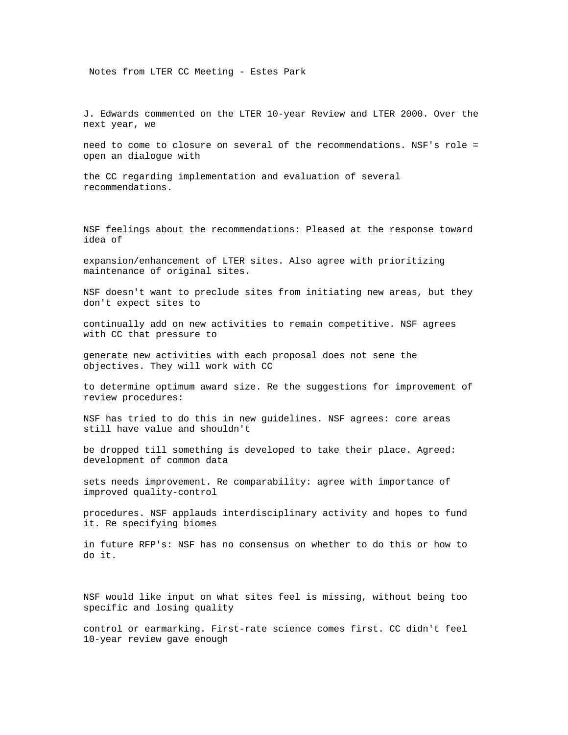Notes from LTER CC Meeting - Estes Park

J. Edwards commented on the LTER 10-year Review and LTER 2000. Over the next year, we need to come to closure on several of the recommendations. NSF's role = open an dialogue with the CC regarding implementation and evaluation of several recommendations.

NSF feelings about the recommendations: Pleased at the response toward idea of expansion/enhancement of LTER sites. Also agree with prioritizing maintenance of original sites. NSF doesn't want to preclude sites from initiating new areas, but they don't expect sites to continually add on new activities to remain competitive. NSF agrees with CC that pressure to generate new activities with each proposal does not sene the objectives. They will work with CC to determine optimum award size. Re the suggestions for improvement of review procedures: NSF has tried to do this in new guidelines. NSF agrees: core areas still have value and shouldn't be dropped till something is developed to take their place. Agreed: development of common data sets needs improvement. Re comparability: agree with importance of improved quality-control procedures. NSF applauds interdisciplinary activity and hopes to fund it. Re specifying biomes in future RFP's: NSF has no consensus on whether to do this or how to do it.

NSF would like input on what sites feel is missing, without being too specific and losing quality control or earmarking. First-rate science comes first. CC didn't feel 10-year review gave enough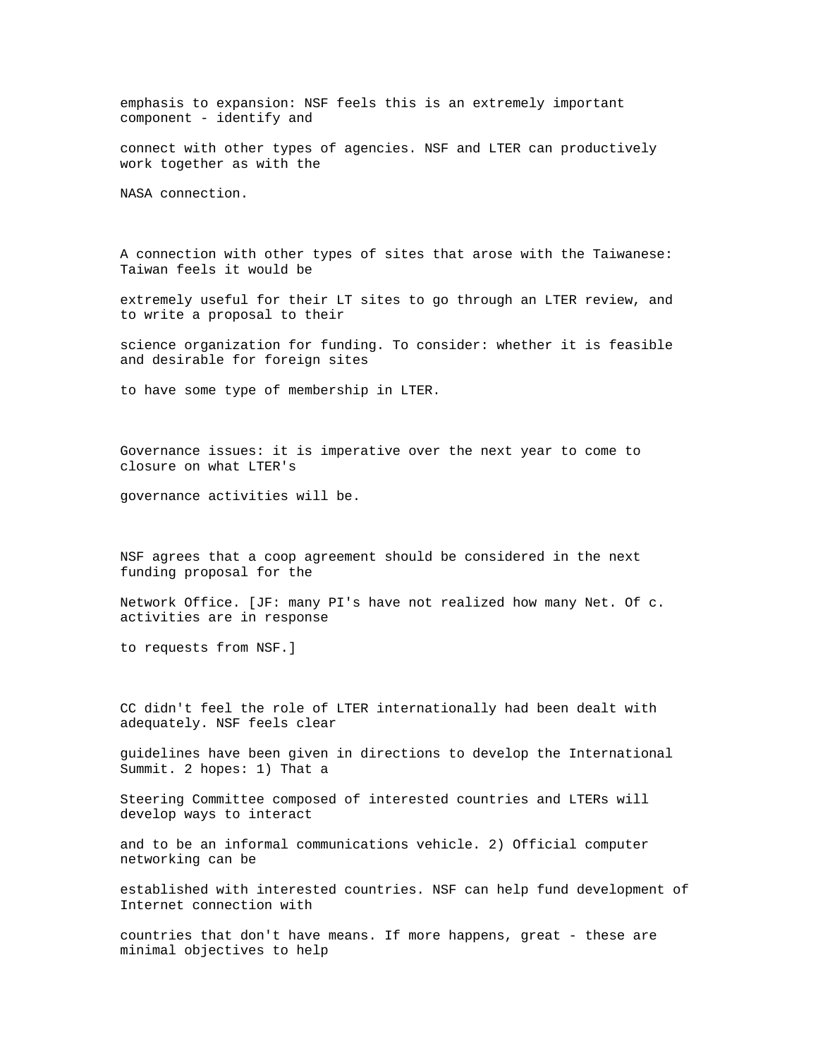emphasis to expansion: NSF feels this is an extremely important component - identify and connect with other types of agencies. NSF and LTER can productively work together as with the NASA connection.

A connection with other types of sites that arose with the Taiwanese: Taiwan feels it would be extremely useful for their LT sites to go through an LTER review, and to write a proposal to their science organization for funding. To consider: whether it is feasible and desirable for foreign sites to have some type of membership in LTER.

Governance issues: it is imperative over the next year to come to closure on what LTER's governance activities will be.

NSF agrees that a coop agreement should be considered in the next funding proposal for the Network Office. [JF: many PI's have not realized how many Net. Of c. activities are in response to requests from NSF.]

CC didn't feel the role of LTER internationally had been dealt with adequately. NSF feels clear guidelines have been given in directions to develop the International Summit. 2 hopes: 1) That a Steering Committee composed of interested countries and LTERs will develop ways to interact and to be an informal communications vehicle. 2) Official computer networking can be established with interested countries. NSF can help fund development of Internet connection with countries that don't have means. If more happens, great - these are minimal objectives to help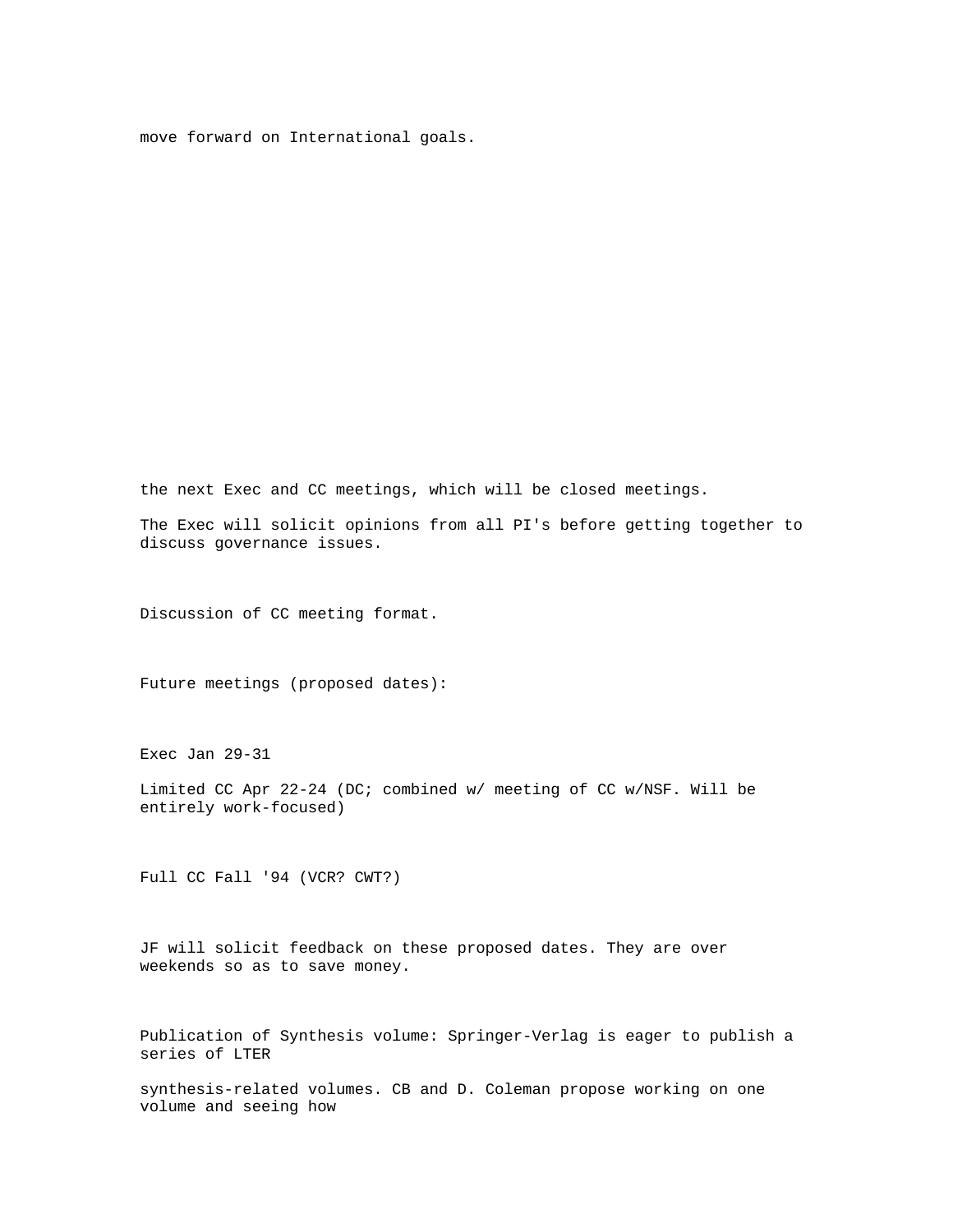move forward on International goals.

the next Exec and CC meetings, which will be closed meetings.

The Exec will solicit opinions from all PI's before getting together to discuss governance issues.

Discussion of CC meeting format.

Future meetings (proposed dates):

Exec Jan 29-31

Limited CC Apr 22-24 (DC; combined w/ meeting of CC w/NSF. Will be entirely work-focused)

Full CC Fall '94 (VCR? CWT?)

JF will solicit feedback on these proposed dates. They are over weekends so as to save money.

Publication of Synthesis volume: Springer-Verlag is eager to publish a series of LTER

synthesis-related volumes. CB and D. Coleman propose working on one volume and seeing how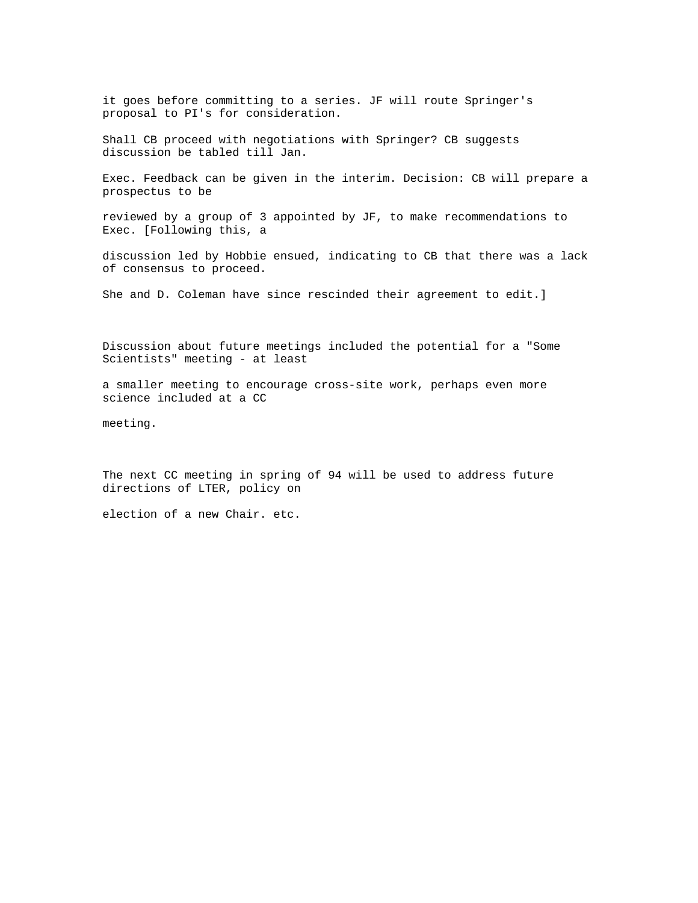it goes before committing to a series. JF will route Springer's proposal to PI's for consideration.

Shall CB proceed with negotiations with Springer? CB suggests discussion be tabled till Jan.

Exec. Feedback can be given in the interim. Decision: CB will prepare a prospectus to be reviewed by a group of 3 appointed by JF, to make recommendations to Exec. [Following this, a discussion led by Hobbie ensued, indicating to CB that there was a lack of consensus to proceed.

She and D. Coleman have since rescinded their agreement to edit.]

Discussion about future meetings included the potential for a "Some Scientists" meeting - at least a smaller meeting to encourage cross-site work, perhaps even more science included at a CC meeting.

The next CC meeting in spring of 94 will be used to address future directions of LTER, policy on election of a new Chair. etc.